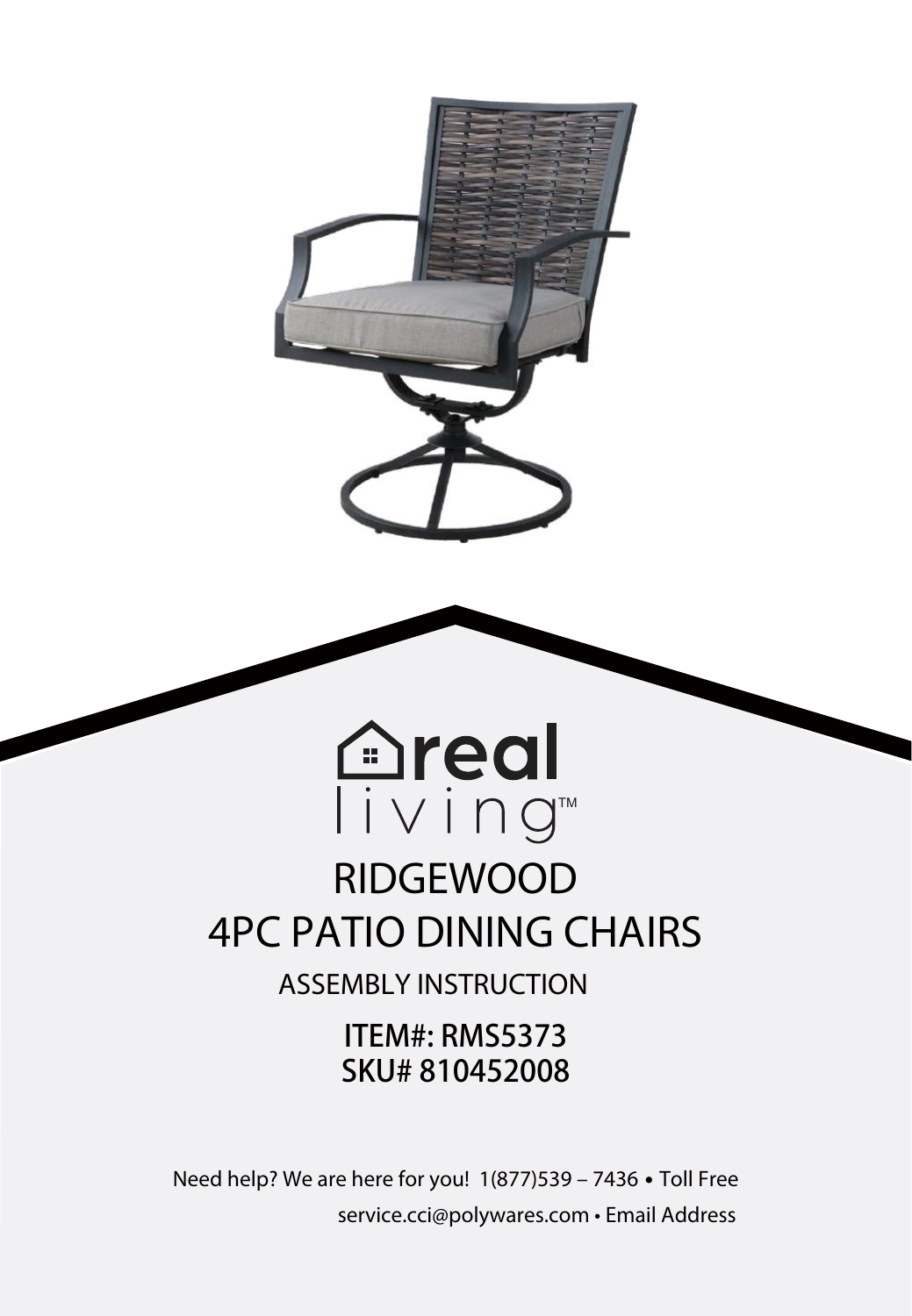real living™

# RIDGEWOOD
# 4PC PATIO DINING CHAIRS

## ASSEMBLY INSTRUCTION

**ITEM#: RMS5373**
**SKU# 810452008**

Need help? We are here for you! 1(877)539 – 7436 • Toll Free
service.cci@polywares.com • Email Address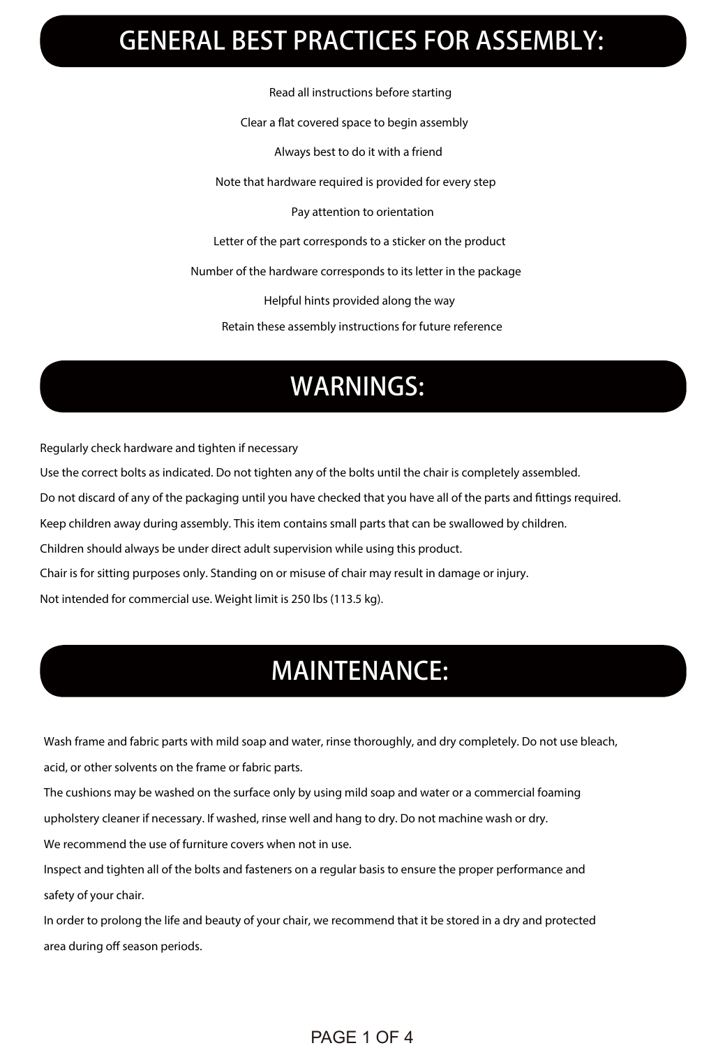# GENERAL BEST PRACTICES FOR ASSEMBLY:

Read all instructions before starting

Clear a flat covered space to begin assembly

Always best to do it with a friend

Note that hardware required is provided for every step

Pay attention to orientation

Letter of the part corresponds to a sticker on the product

Number of the hardware corresponds to its letter in the package

Helpful hints provided along the way

Retain these assembly instructions for future reference

# WARNINGS:

Regularly check hardware and tighten if necessary

Use the correct bolts as indicated. Do not tighten any of the bolts until the chair is completely assembled.

Do not discard of any of the packaging until you have checked that you have all of the parts and fittings required.

Keep children away during assembly. This item contains small parts that can be swallowed by children.

Children should always be under direct adult supervision while using this product.

Chair is for sitting purposes only. Standing on or misuse of chair may result in damage or injury.

Not intended for commercial use. Weight limit is 250 lbs (113.5 kg).

# MAINTENANCE:

Wash frame and fabric parts with mild soap and water, rinse thoroughly, and dry completely. Do not use bleach, acid, or other solvents on the frame or fabric parts.

The cushions may be washed on the surface only by using mild soap and water or a commercial foaming upholstery cleaner if necessary. If washed, rinse well and hang to dry. Do not machine wash or dry.

We recommend the use of furniture covers when not in use.

Inspect and tighten all of the bolts and fasteners on a regular basis to ensure the proper performance and safety of your chair.

In order to prolong the life and beauty of your chair, we recommend that it be stored in a dry and protected area during off season periods.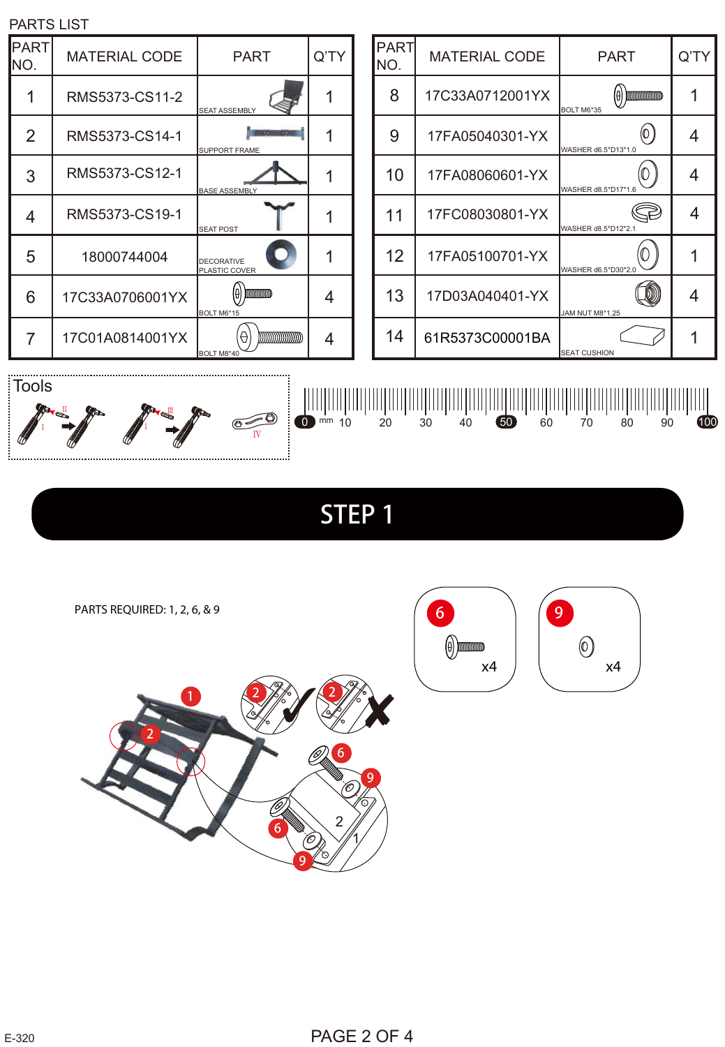PARTS LIST

| PART NO. | MATERIAL CODE | PART | Q'TY |
|---|---|---|---|
| 1 | RMS5373-CS11-2 | SEAT ASSEMBLY | 1 |
| 2 | RMS5373-CS14-1 | SUPPORT FRAME | 1 |
| 3 | RMS5373-CS12-1 | BASE ASSEMBLY | 1 |
| 4 | RMS5373-CS19-1 | SEAT POST | 1 |
| 5 | 18000744004 | DECORATIVE PLASTIC COVER | 1 |
| 6 | 17C33A0706001YX | BOLT M6*15 | 4 |
| 7 | 17C01A0814001YX | BOLT M8*40 | 4 |

| PART NO. | MATERIAL CODE | PART | Q'TY |
|---|---|---|---|
| 8 | 17C33A0712001YX | BOLT M6*35 | 1 |
| 9 | 17FA05040301-YX | WASHER d6.5*D13*1.0 | 4 |
| 10 | 17FA08060601-YX | WASHER d8.5*D17*1.6 | 4 |
| 11 | 17FC08030801-YX | WASHER d8.5*D12*2.1 | 4 |
| 12 | 17FA05100701-YX | WASHER d6.5*D30*2.0 | 1 |
| 13 | 17D03A040401-YX | JAM NUT M8*1.25 | 4 |
| 14 | 61R5373C00001BA | SEAT CUSHION | 1 |

Tools

I II III IV

0 mm 10 20 30 40 50 60 70 80 90 100

# STEP 1

PARTS REQUIRED: 1, 2, 6, & 9

6 x4

9 x4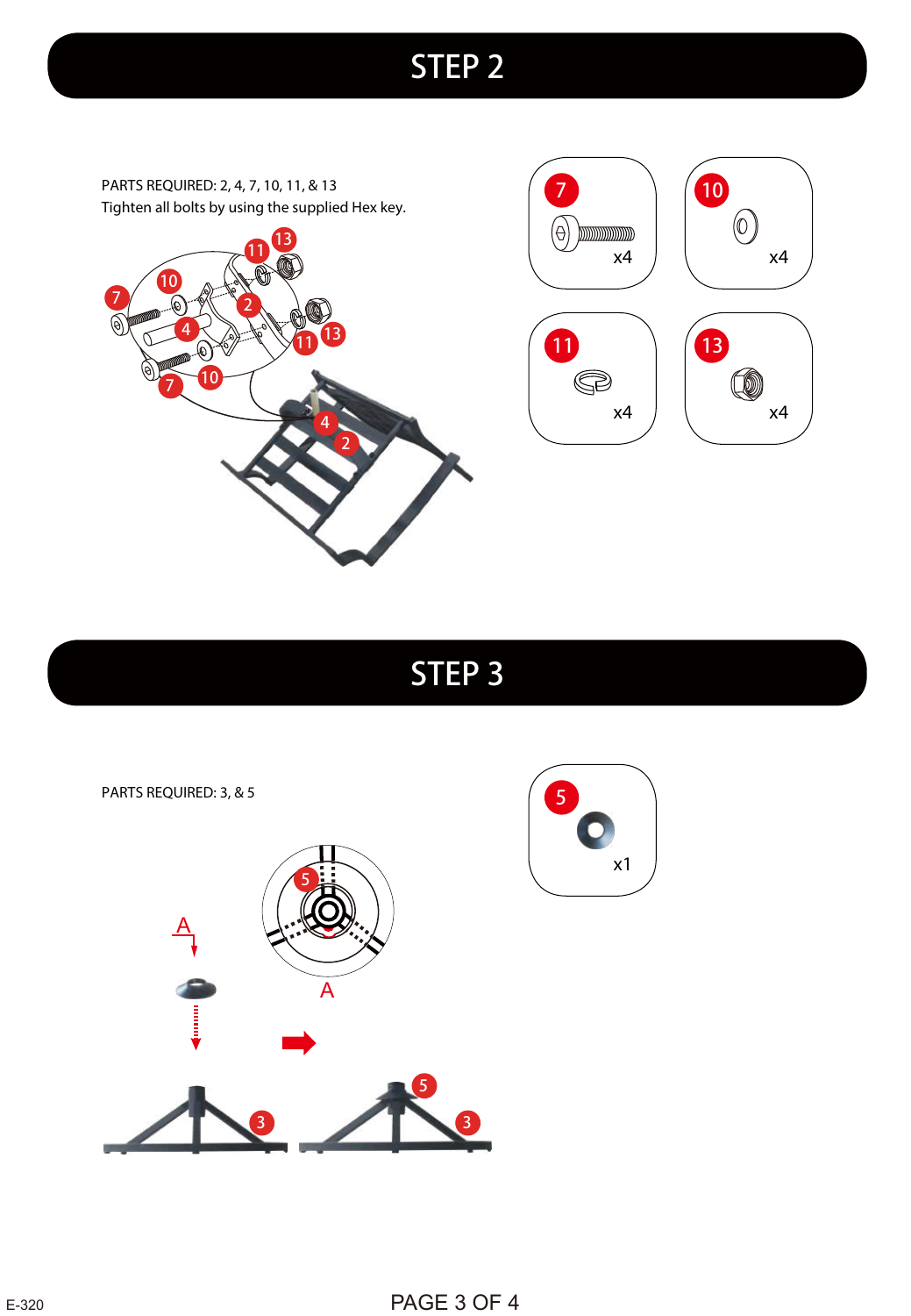# STEP 2

PARTS REQUIRED: 2, 4, 7, 10, 11, & 13

Tighten all bolts by using the supplied Hex key.

7 x4

10 x4

11 x4

13 x4

# STEP 3

PARTS REQUIRED: 3, & 5

5 x1

E-320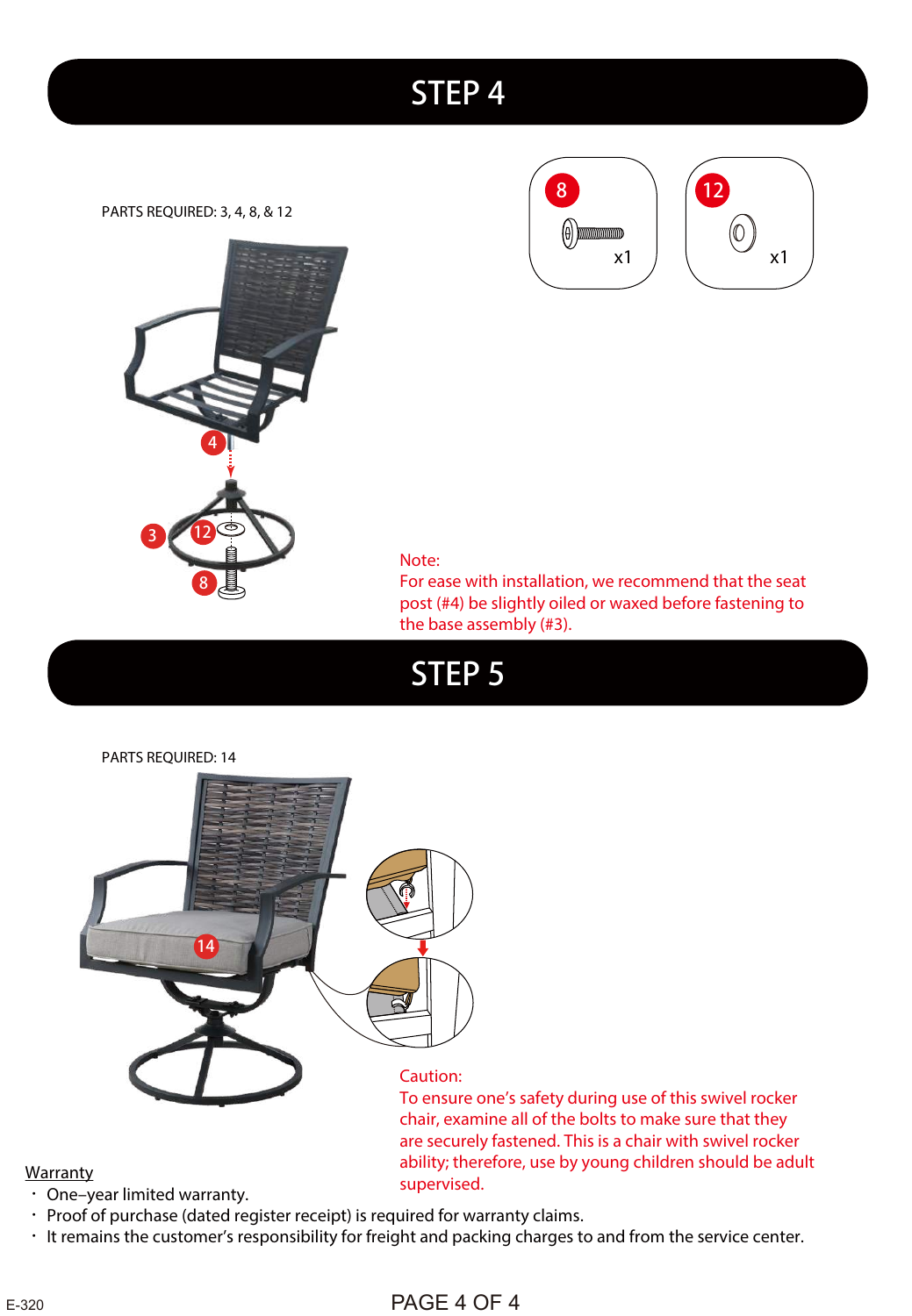# STEP 4

PARTS REQUIRED: 3, 4, 8, & 12

8 x1

12 x1

Note:
For ease with installation, we recommend that the seat post (#4) be slightly oiled or waxed before fastening to the base assembly (#3).

# STEP 5

PARTS REQUIRED: 14

Caution:
To ensure one's safety during use of this swivel rocker chair, examine all of the bolts to make sure that they are securely fastened. This is a chair with swivel rocker ability; therefore, use by young children should be adult supervised.

Warranty

- One–year limited warranty.
- Proof of purchase (dated register receipt) is required for warranty claims.
- It remains the customer's responsibility for freight and packing charges to and from the service center.

E-320